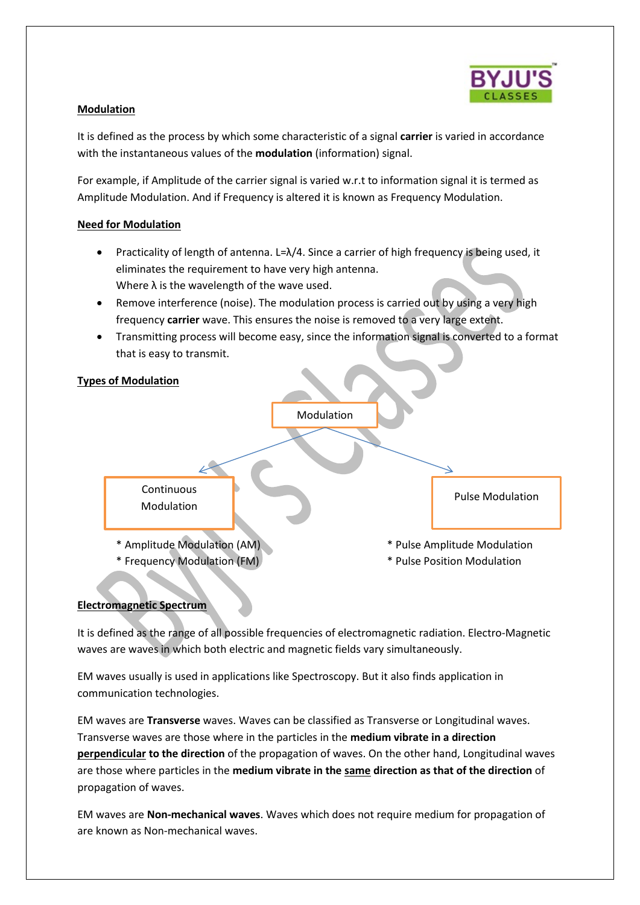## Modulation

It is defined as the process by which some characteristic of a signal **carrier** is varied in accordance with the instantaneous values of the **modulation** (information) signal.

For example, if Amplitude of the carrier signal is varied w.r.t to information signal it is termed as Amplitude Modulation. And if Frequency is altered it is known as Frequency Modulation.

## Need for Modulation

- Practicality of length of antenna. $L=\lambda/4$. Since a carrier of high frequency is being used, it eliminates the requirement to have very high antenna.
  Where $\lambda$ is the wavelength of the wave used.
- Remove interference (noise). The modulation process is carried out by using a very high frequency **carrier** wave. This ensures the noise is removed to a very large extent.
- Transmitting process will become easy, since the information signal is converted to a format that is easy to transmit.

## Types of Modulation

Modulation

- Continuous Modulation
  * Amplitude Modulation (AM)
  * Frequency Modulation (FM)
- Pulse Modulation
  * Pulse Amplitude Modulation
  * Pulse Position Modulation

## Electromagnetic Spectrum

It is defined as the range of all possible frequencies of electromagnetic radiation. Electro-Magnetic waves are waves in which both electric and magnetic fields vary simultaneously.

EM waves usually is used in applications like Spectroscopy. But it also finds application in communication technologies.

EM waves are **Transverse** waves. Waves can be classified as Transverse or Longitudinal waves. Transverse waves are those where in the particles in the **medium vibrate in a direction perpendicular to the direction** of the propagation of waves. On the other hand, Longitudinal waves are those where particles in the **medium vibrate in the same direction as that of the direction** of propagation of waves.

EM waves are **Non-mechanical waves**. Waves which does not require medium for propagation of are known as Non-mechanical waves.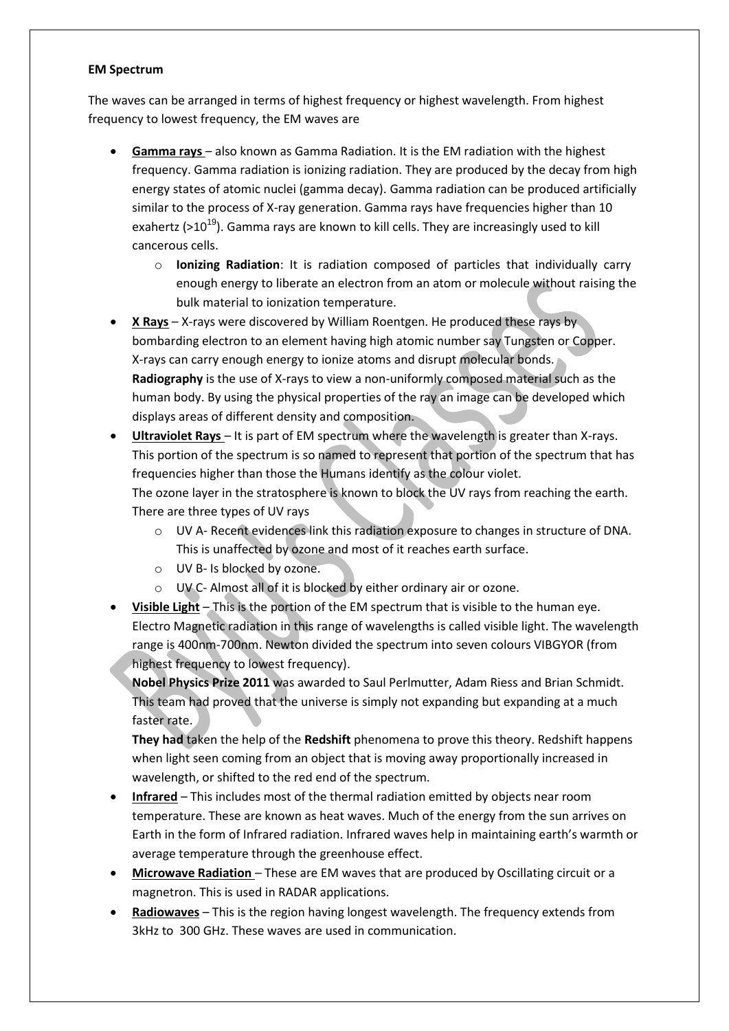**EM Spectrum**

The waves can be arranged in terms of highest frequency or highest wavelength. From highest frequency to lowest frequency, the EM waves are

- **Gamma rays** – also known as Gamma Radiation. It is the EM radiation with the highest frequency. Gamma radiation is ionizing radiation. They are produced by the decay from high energy states of atomic nuclei (gamma decay). Gamma radiation can be produced artificially similar to the process of X-ray generation. Gamma rays have frequencies higher than 10 exahertz ($>10^{19}$). Gamma rays are known to kill cells. They are increasingly used to kill cancerous cells.
    - **Ionizing Radiation**: It is radiation composed of particles that individually carry enough energy to liberate an electron from an atom or molecule without raising the bulk material to ionization temperature.
- **X Rays** – X-rays were discovered by William Roentgen. He produced these rays by bombarding electron to an element having high atomic number say Tungsten or Copper. X-rays can carry enough energy to ionize atoms and disrupt molecular bonds.
  **Radiography** is the use of X-rays to view a non-uniformly composed material such as the human body. By using the physical properties of the ray an image can be developed which displays areas of different density and composition.
- **Ultraviolet Rays** – It is part of EM spectrum where the wavelength is greater than X-rays. This portion of the spectrum is so named to represent that portion of the spectrum that has frequencies higher than those the Humans identify as the colour violet.
  The ozone layer in the stratosphere is known to block the UV rays from reaching the earth. There are three types of UV rays
    - UV A- Recent evidences link this radiation exposure to changes in structure of DNA. This is unaffected by ozone and most of it reaches earth surface.
    - UV B- Is blocked by ozone.
    - UV C- Almost all of it is blocked by either ordinary air or ozone.
- **Visible Light** – This is the portion of the EM spectrum that is visible to the human eye. Electro Magnetic radiation in this range of wavelengths is called visible light. The wavelength range is 400nm-700nm. Newton divided the spectrum into seven colours VIBGYOR (from highest frequency to lowest frequency).
  **Nobel Physics Prize 2011** was awarded to Saul Perlmutter, Adam Riess and Brian Schmidt. This team had proved that the universe is simply not expanding but expanding at a much faster rate.
  **They had** taken the help of the **Redshift** phenomena to prove this theory. Redshift happens when light seen coming from an object that is moving away proportionally increased in wavelength, or shifted to the red end of the spectrum.
- **Infrared** – This includes most of the thermal radiation emitted by objects near room temperature. These are known as heat waves. Much of the energy from the sun arrives on Earth in the form of Infrared radiation. Infrared waves help in maintaining earth's warmth or average temperature through the greenhouse effect.
- **Microwave Radiation** – These are EM waves that are produced by Oscillating circuit or a magnetron. This is used in RADAR applications.
- **Radiowaves** – This is the region having longest wavelength. The frequency extends from 3kHz to 300 GHz. These waves are used in communication.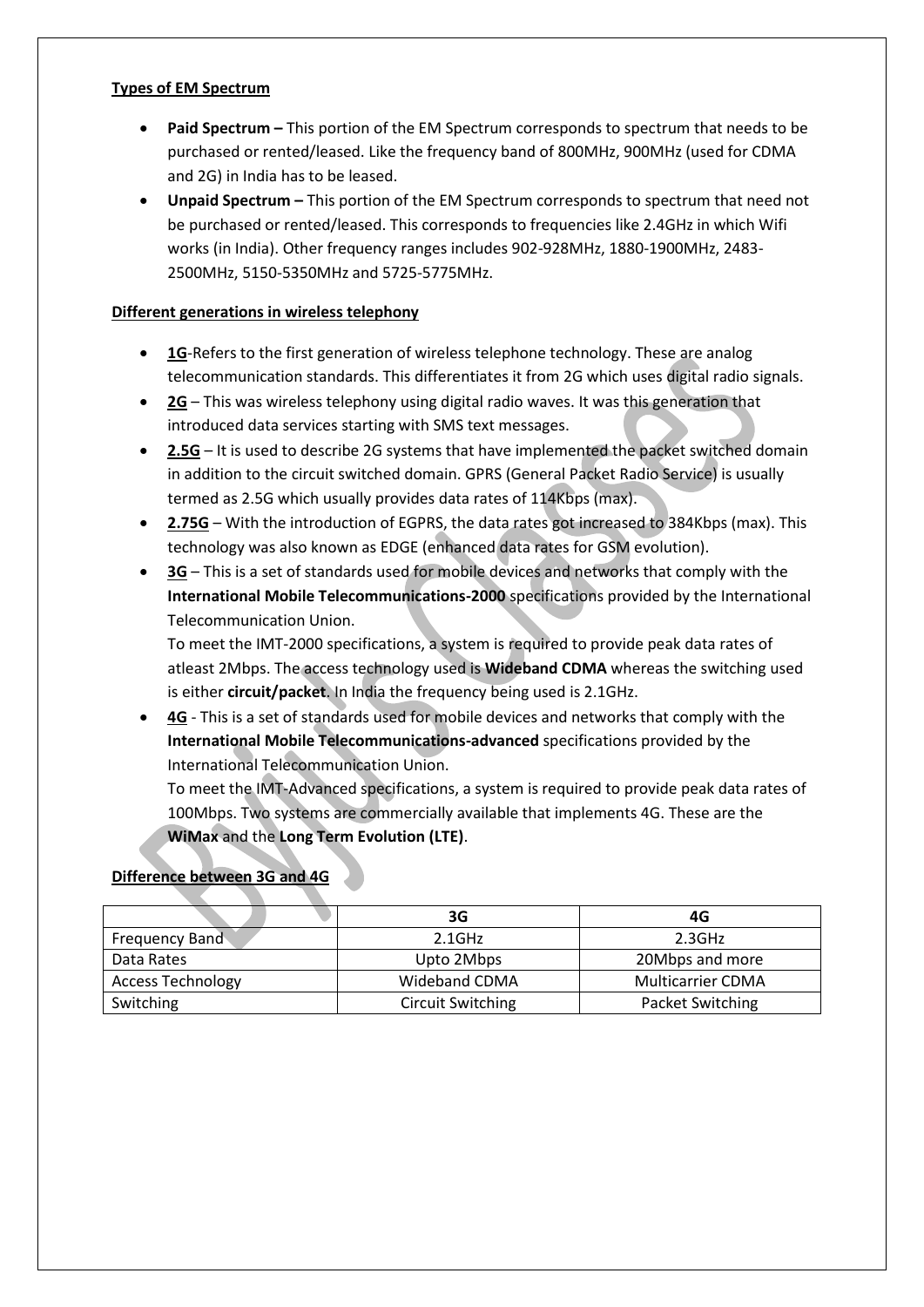**Types of EM Spectrum**

- **Paid Spectrum –** This portion of the EM Spectrum corresponds to spectrum that needs to be purchased or rented/leased. Like the frequency band of 800MHz, 900MHz (used for CDMA and 2G) in India has to be leased.
- **Unpaid Spectrum –** This portion of the EM Spectrum corresponds to spectrum that need not be purchased or rented/leased. This corresponds to frequencies like 2.4GHz in which Wifi works (in India). Other frequency ranges includes 902-928MHz, 1880-1900MHz, 2483-2500MHz, 5150-5350MHz and 5725-5775MHz.

**Different generations in wireless telephony**

- **1G**-Refers to the first generation of wireless telephone technology. These are analog telecommunication standards. This differentiates it from 2G which uses digital radio signals.
- **2G** – This was wireless telephony using digital radio waves. It was this generation that introduced data services starting with SMS text messages.
- **2.5G** – It is used to describe 2G systems that have implemented the packet switched domain in addition to the circuit switched domain. GPRS (General Packet Radio Service) is usually termed as 2.5G which usually provides data rates of 114Kbps (max).
- **2.75G** – With the introduction of EGPRS, the data rates got increased to 384Kbps (max). This technology was also known as EDGE (enhanced data rates for GSM evolution).
- **3G** – This is a set of standards used for mobile devices and networks that comply with the **International Mobile Telecommunications-2000** specifications provided by the International Telecommunication Union.
  To meet the IMT-2000 specifications, a system is required to provide peak data rates of atleast 2Mbps. The access technology used is **Wideband CDMA** whereas the switching used is either **circuit/packet**. In India the frequency being used is 2.1GHz.
- **4G** - This is a set of standards used for mobile devices and networks that comply with the **International Mobile Telecommunications-advanced** specifications provided by the International Telecommunication Union.
  To meet the IMT-Advanced specifications, a system is required to provide peak data rates of 100Mbps. Two systems are commercially available that implements 4G. These are the **WiMax** and the **Long Term Evolution (LTE)**.

**Difference between 3G and 4G**

| | 3G | 4G |
|---|---|---|
| Frequency Band | 2.1GHz | 2.3GHz |
| Data Rates | Upto 2Mbps | 20Mbps and more |
| Access Technology | Wideband CDMA | Multicarrier CDMA |
| Switching | Circuit Switching | Packet Switching |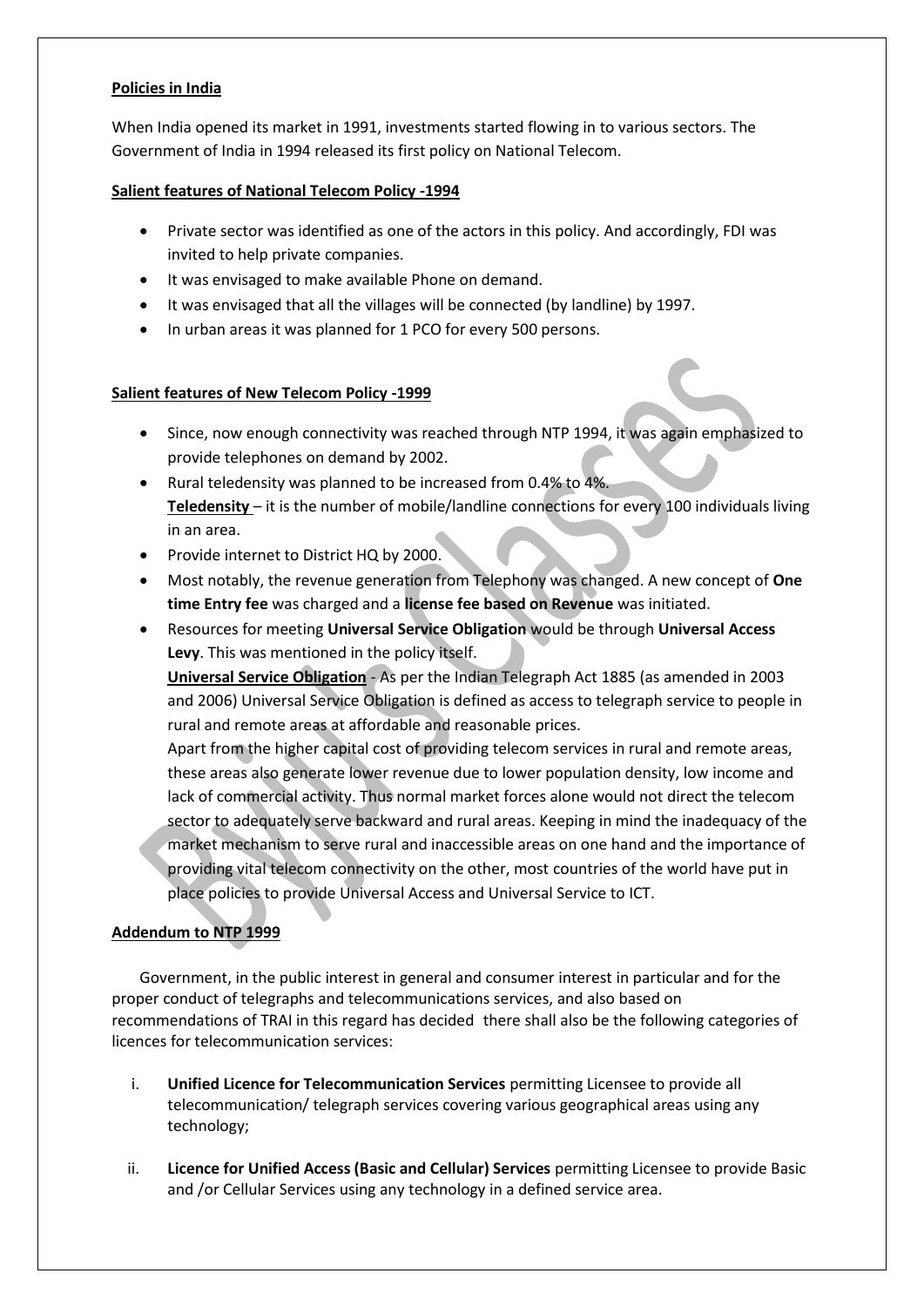**Policies in India**

When India opened its market in 1991, investments started flowing in to various sectors. The Government of India in 1994 released its first policy on National Telecom.

**Salient features of National Telecom Policy -1994**

- Private sector was identified as one of the actors in this policy. And accordingly, FDI was invited to help private companies.
- It was envisaged to make available Phone on demand.
- It was envisaged that all the villages will be connected (by landline) by 1997.
- In urban areas it was planned for 1 PCO for every 500 persons.

**Salient features of New Telecom Policy -1999**

- Since, now enough connectivity was reached through NTP 1994, it was again emphasized to provide telephones on demand by 2002.
- Rural teledensity was planned to be increased from 0.4% to 4%.
  **Teledensity** – it is the number of mobile/landline connections for every 100 individuals living in an area.
- Provide internet to District HQ by 2000.
- Most notably, the revenue generation from Telephony was changed. A new concept of **One time Entry fee** was charged and a **license fee based on Revenue** was initiated.
- Resources for meeting **Universal Service Obligation** would be through **Universal Access Levy**. This was mentioned in the policy itself.
  **Universal Service Obligation** - As per the Indian Telegraph Act 1885 (as amended in 2003 and 2006) Universal Service Obligation is defined as access to telegraph service to people in rural and remote areas at affordable and reasonable prices.
  Apart from the higher capital cost of providing telecom services in rural and remote areas, these areas also generate lower revenue due to lower population density, low income and lack of commercial activity. Thus normal market forces alone would not direct the telecom sector to adequately serve backward and rural areas. Keeping in mind the inadequacy of the market mechanism to serve rural and inaccessible areas on one hand and the importance of providing vital telecom connectivity on the other, most countries of the world have put in place policies to provide Universal Access and Universal Service to ICT.

**Addendum to NTP 1999**

Government, in the public interest in general and consumer interest in particular and for the proper conduct of telegraphs and telecommunications services, and also based on recommendations of TRAI in this regard has decided there shall also be the following categories of licences for telecommunication services:

i. **Unified Licence for Telecommunication Services** permitting Licensee to provide all telecommunication/ telegraph services covering various geographical areas using any technology;

ii. **Licence for Unified Access (Basic and Cellular) Services** permitting Licensee to provide Basic and /or Cellular Services using any technology in a defined service area.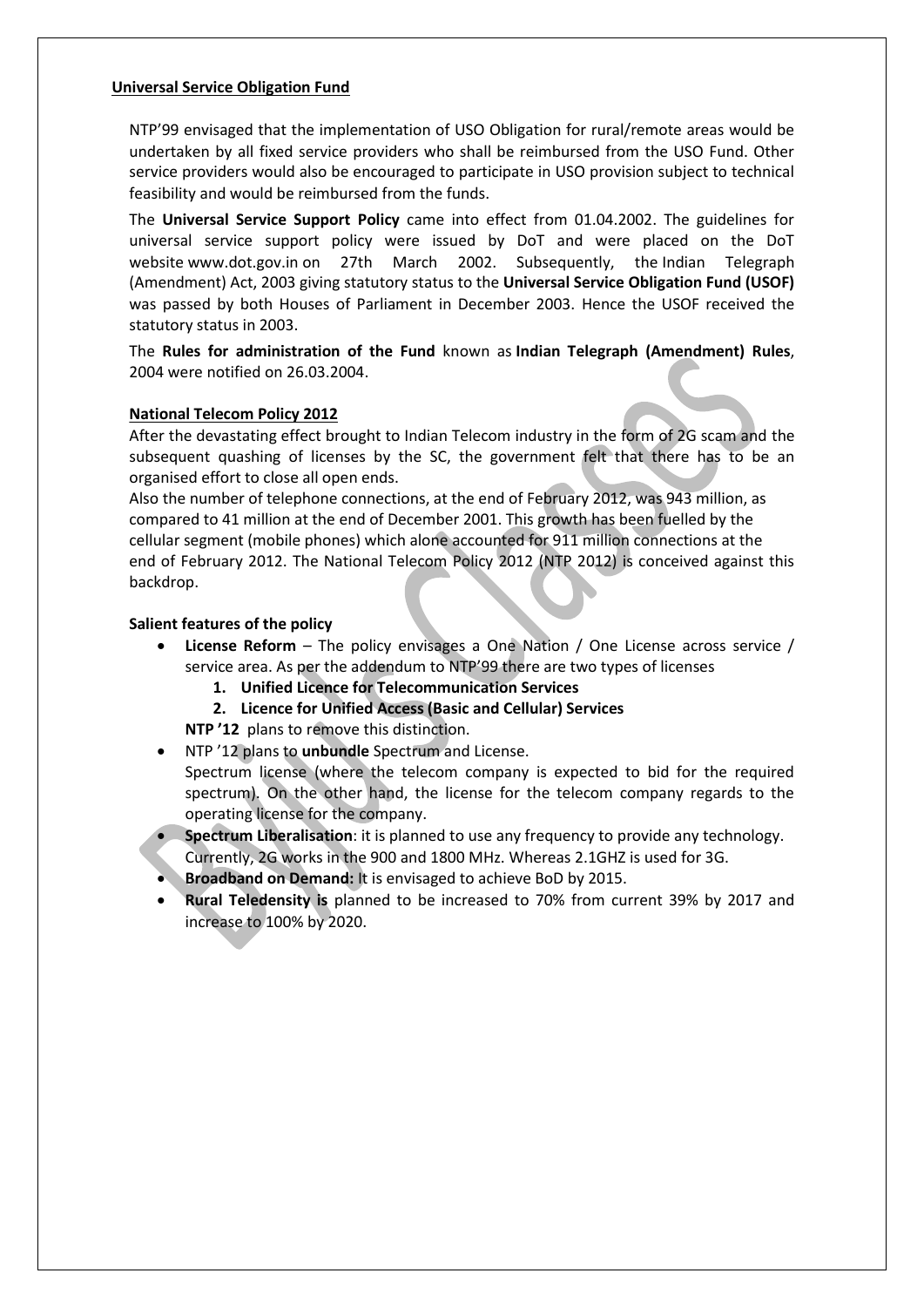**Universal Service Obligation Fund**

NTP'99 envisaged that the implementation of USO Obligation for rural/remote areas would be undertaken by all fixed service providers who shall be reimbursed from the USO Fund. Other service providers would also be encouraged to participate in USO provision subject to technical feasibility and would be reimbursed from the funds.

The **Universal Service Support Policy** came into effect from 01.04.2002. The guidelines for universal service support policy were issued by DoT and were placed on the DoT website www.dot.gov.in on 27th March 2002. Subsequently, the Indian Telegraph (Amendment) Act, 2003 giving statutory status to the **Universal Service Obligation Fund (USOF)** was passed by both Houses of Parliament in December 2003. Hence the USOF received the statutory status in 2003.

The **Rules for administration of the Fund** known as **Indian Telegraph (Amendment) Rules**, 2004 were notified on 26.03.2004.

**National Telecom Policy 2012**

After the devastating effect brought to Indian Telecom industry in the form of 2G scam and the subsequent quashing of licenses by the SC, the government felt that there has to be an organised effort to close all open ends.

Also the number of telephone connections, at the end of February 2012, was 943 million, as compared to 41 million at the end of December 2001. This growth has been fuelled by the cellular segment (mobile phones) which alone accounted for 911 million connections at the end of February 2012. The National Telecom Policy 2012 (NTP 2012) is conceived against this backdrop.

**Salient features of the policy**

- **License Reform** – The policy envisages a One Nation / One License across service / service area. As per the addendum to NTP'99 there are two types of licenses
  1. **Unified Licence for Telecommunication Services**
  2. **Licence for Unified Access (Basic and Cellular) Services**

  **NTP '12** plans to remove this distinction.
- NTP '12 plans to **unbundle** Spectrum and License.
  Spectrum license (where the telecom company is expected to bid for the required spectrum). On the other hand, the license for the telecom company regards to the operating license for the company.
- **Spectrum Liberalisation**: it is planned to use any frequency to provide any technology. Currently, 2G works in the 900 and 1800 MHz. Whereas 2.1GHZ is used for 3G.
- **Broadband on Demand:** It is envisaged to achieve BoD by 2015.
- **Rural Teledensity is** planned to be increased to 70% from current 39% by 2017 and increase to 100% by 2020.